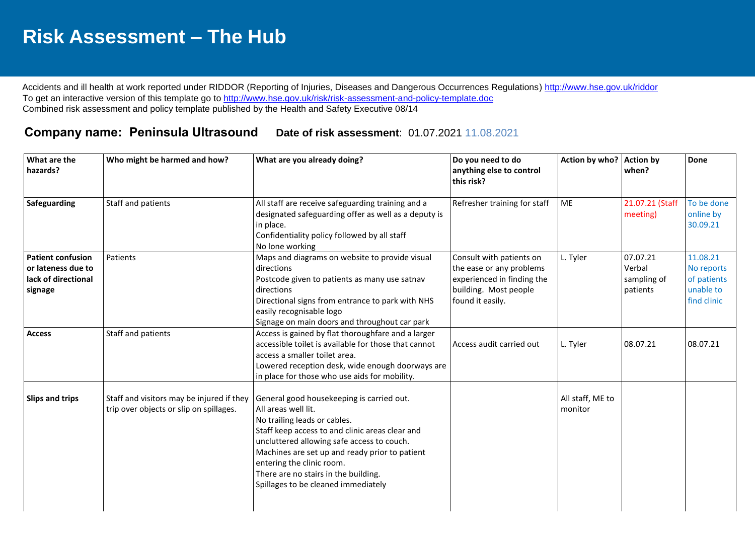# Risk Assessment – The Hub

Accidents and ill health at work reported under RIDDOR (Reporting of Injuries, Diseases and Dangerous Occurrences Regulations) http://www.hse.gov.uk/riddor
To get an interactive version of this template go to http://www.hse.gov.uk/risk/risk-assessment-and-policy-template.doc
Combined risk assessment and policy template published by the Health and Safety Executive 08/14

**Company name: Peninsula Ultrasound** **Date of risk assessment**: 01.07.2021 11.08.2021

| What are the hazards? | Who might be harmed and how? | What are you already doing? | Do you need to do anything else to control this risk? | Action by who? | Action by when? | Done |
|---|---|---|---|---|---|---|
| **Safeguarding** | Staff and patients | All staff are receive safeguarding training and a designated safeguarding offer as well as a deputy is in place.<br>Confidentiality policy followed by all staff<br>No lone working | Refresher training for staff | ME | 21.07.21 (Staff meeting) | To be done online by 30.09.21 |
| **Patient confusion or lateness due to lack of directional signage** | Patients | Maps and diagrams on website to provide visual directions<br>Postcode given to patients as many use satnav directions<br>Directional signs from entrance to park with NHS easily recognisable logo<br>Signage on main doors and throughout car park | Consult with patients on the ease or any problems experienced in finding the building. Most people found it easily. | L. Tyler | 07.07.21 Verbal sampling of patients | 11.08.21 No reports of patients unable to find clinic |
| **Access** | Staff and patients | Access is gained by flat thoroughfare and a larger accessible toilet is available for those that cannot access a smaller toilet area.<br>Lowered reception desk, wide enough doorways are in place for those who use aids for mobility. | Access audit carried out | L. Tyler | 08.07.21 | 08.07.21 |
| **Slips and trips** | Staff and visitors may be injured if they trip over objects or slip on spillages. | General good housekeeping is carried out.<br>All areas well lit.<br>No trailing leads or cables.<br>Staff keep access to and clinic areas clear and uncluttered allowing safe access to couch.<br>Machines are set up and ready prior to patient entering the clinic room.<br>There are no stairs in the building.<br>Spillages to be cleaned immediately | | All staff, ME to monitor | | |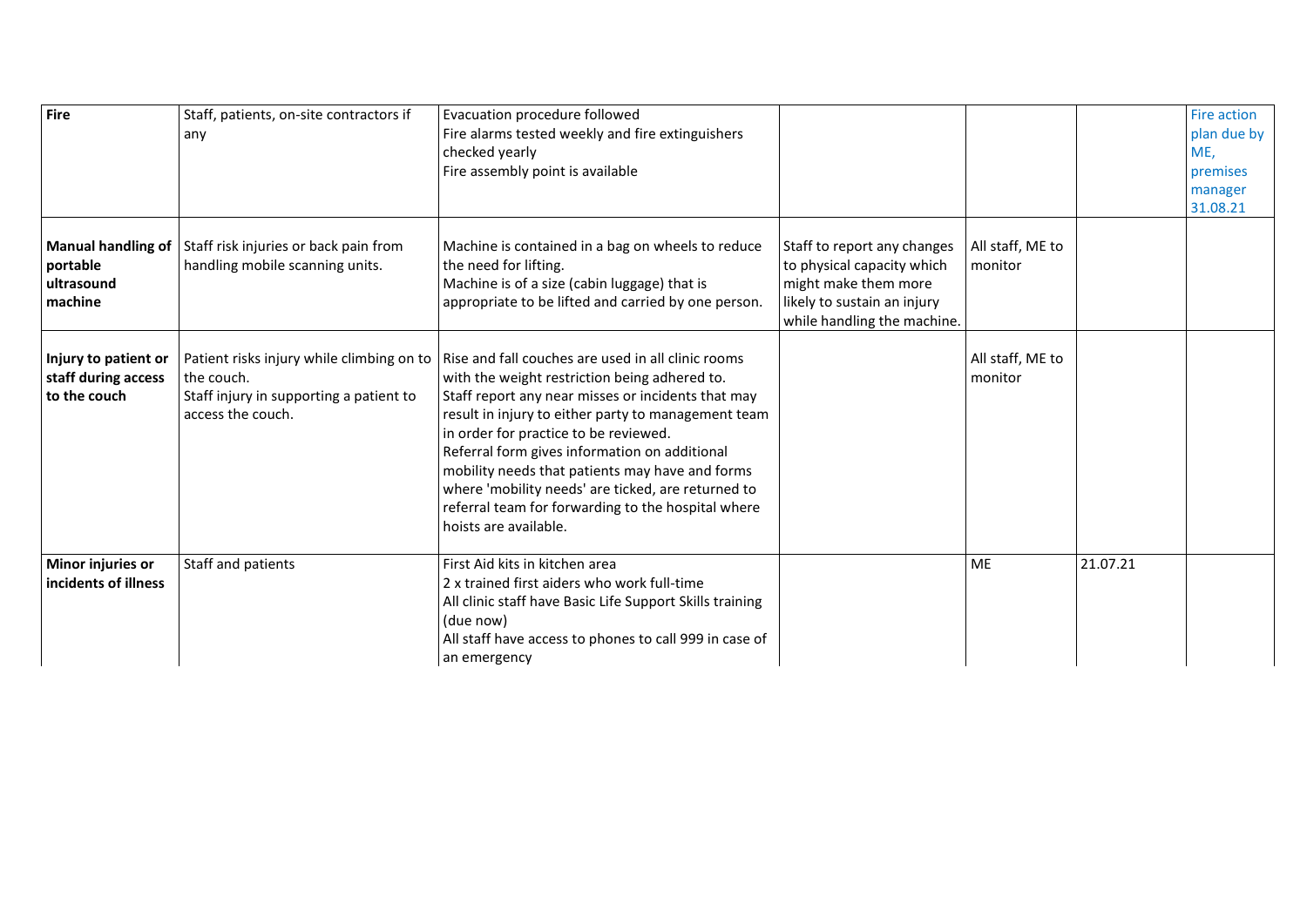| | | | | | | |
|---|---|---|---|---|---|---|
| **Fire** | Staff, patients, on-site contractors if any | Evacuation procedure followed<br>Fire alarms tested weekly and fire extinguishers checked yearly<br>Fire assembly point is available | | | | Fire action plan due by ME, premises manager 31.08.21 |
| **Manual handling of portable ultrasound machine** | Staff risk injuries or back pain from handling mobile scanning units. | Machine is contained in a bag on wheels to reduce the need for lifting.<br>Machine is of a size (cabin luggage) that is appropriate to be lifted and carried by one person. | Staff to report any changes to physical capacity which might make them more likely to sustain an injury while handling the machine. | All staff, ME to monitor | | |
| **Injury to patient or staff during access to the couch** | Patient risks injury while climbing on to the couch.<br>Staff injury in supporting a patient to access the couch. | Rise and fall couches are used in all clinic rooms with the weight restriction being adhered to.<br>Staff report any near misses or incidents that may result in injury to either party to management team in order for practice to be reviewed.<br>Referral form gives information on additional mobility needs that patients may have and forms where 'mobility needs' are ticked, are returned to referral team for forwarding to the hospital where hoists are available. | | All staff, ME to monitor | | |
| **Minor injuries or incidents of illness** | Staff and patients | First Aid kits in kitchen area<br>2 x trained first aiders who work full-time<br>All clinic staff have Basic Life Support Skills training (due now)<br>All staff have access to phones to call 999 in case of an emergency | | ME | 21.07.21 | |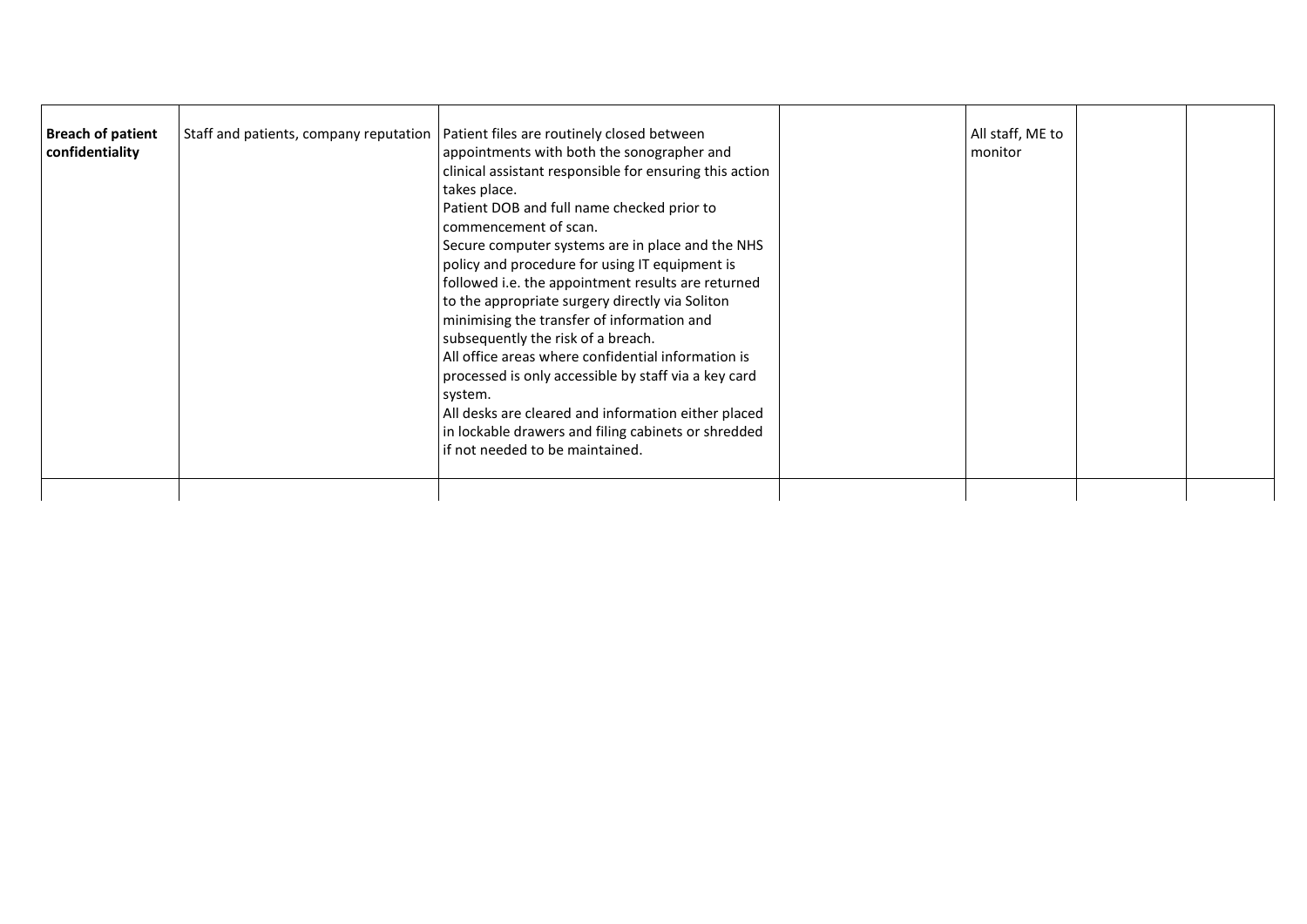| | | | | | | |
|---|---|---|---|---|---|---|
| **Breach of patient confidentiality** | Staff and patients, company reputation | Patient files are routinely closed between appointments with both the sonographer and clinical assistant responsible for ensuring this action takes place.<br>Patient DOB and full name checked prior to commencement of scan.<br>Secure computer systems are in place and the NHS policy and procedure for using IT equipment is followed i.e. the appointment results are returned to the appropriate surgery directly via Soliton minimising the transfer of information and subsequently the risk of a breach.<br>All office areas where confidential information is processed is only accessible by staff via a key card system.<br>All desks are cleared and information either placed in lockable drawers and filing cabinets or shredded if not needed to be maintained. | | All staff, ME to monitor | | |
| | | | | | | |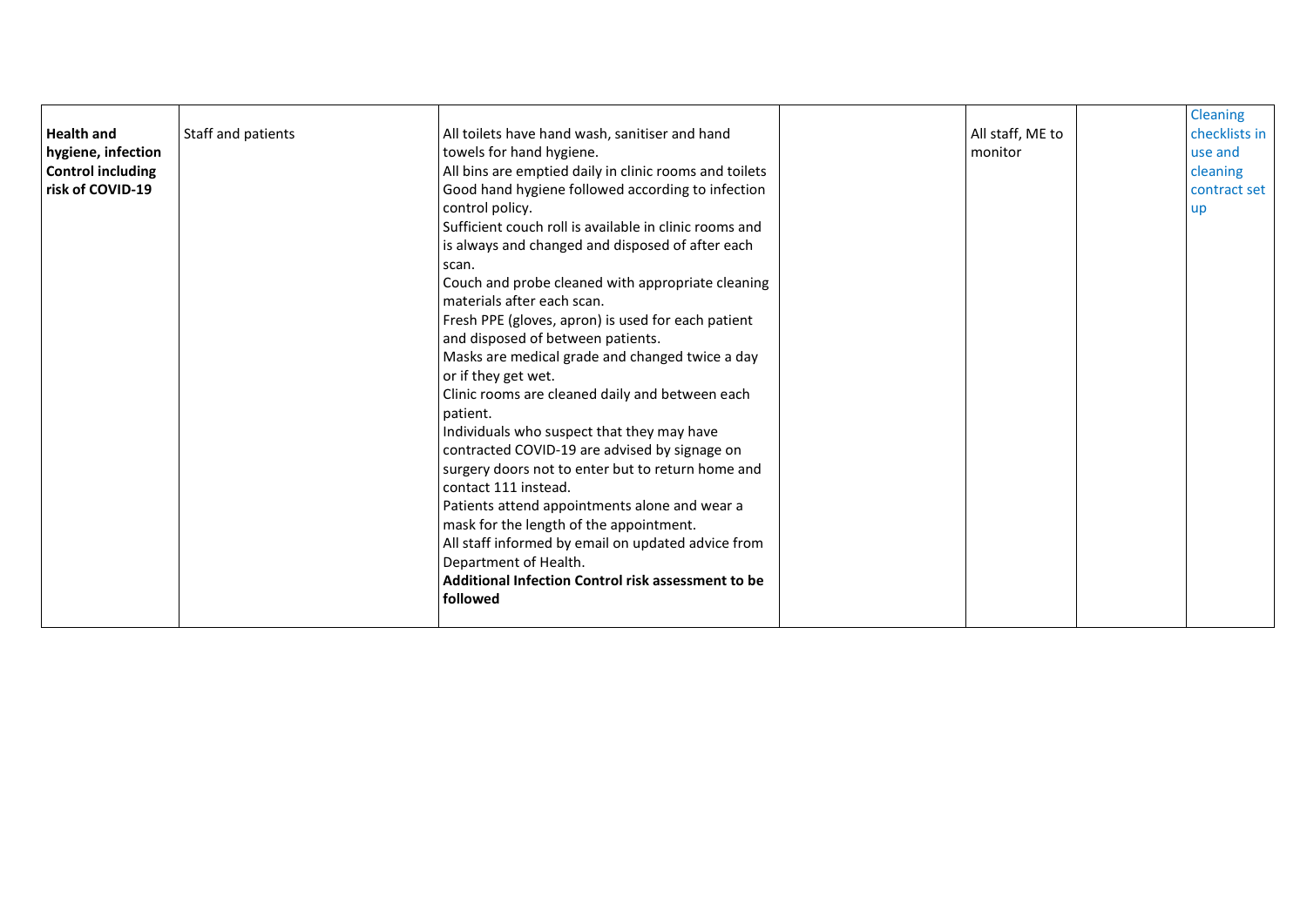| | | | | | | |
|---|---|---|---|---|---|---|
| **Health and hygiene, infection Control including risk of COVID-19** | Staff and patients | All toilets have hand wash, sanitiser and hand towels for hand hygiene.<br>All bins are emptied daily in clinic rooms and toilets<br>Good hand hygiene followed according to infection control policy.<br>Sufficient couch roll is available in clinic rooms and is always and changed and disposed of after each scan.<br>Couch and probe cleaned with appropriate cleaning materials after each scan.<br>Fresh PPE (gloves, apron) is used for each patient and disposed of between patients.<br>Masks are medical grade and changed twice a day or if they get wet.<br>Clinic rooms are cleaned daily and between each patient.<br>Individuals who suspect that they may have contracted COVID-19 are advised by signage on surgery doors not to enter but to return home and contact 111 instead.<br>Patients attend appointments alone and wear a mask for the length of the appointment.<br>All staff informed by email on updated advice from Department of Health.<br>**Additional Infection Control risk assessment to be followed** | | All staff, ME to monitor | | Cleaning checklists in use and cleaning contract set up |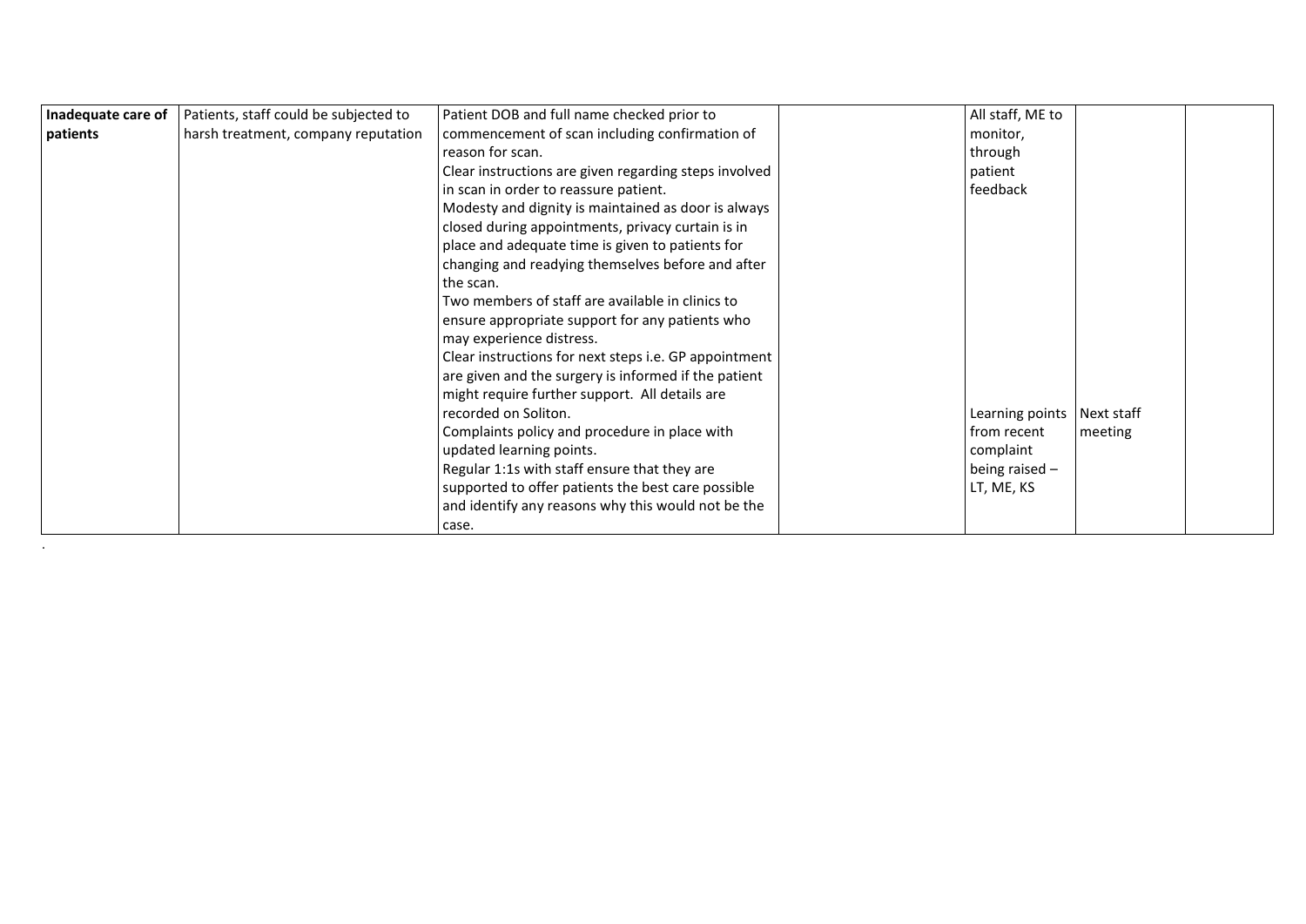| | | | | | | |
|---|---|---|---|---|---|---|
| **Inadequate care of patients** | Patients, staff could be subjected to harsh treatment, company reputation | Patient DOB and full name checked prior to commencement of scan including confirmation of reason for scan.<br>Clear instructions are given regarding steps involved in scan in order to reassure patient.<br>Modesty and dignity is maintained as door is always closed during appointments, privacy curtain is in place and adequate time is given to patients for changing and readying themselves before and after the scan.<br>Two members of staff are available in clinics to ensure appropriate support for any patients who may experience distress.<br>Clear instructions for next steps i.e. GP appointment are given and the surgery is informed if the patient might require further support. All details are recorded on Soliton.<br>Complaints policy and procedure in place with updated learning points.<br>Regular 1:1s with staff ensure that they are supported to offer patients the best care possible and identify any reasons why this would not be the case. | | All staff, ME to monitor, through patient feedback<br><br>Learning points from recent complaint being raised – LT, ME, KS | Next staff meeting | |

.